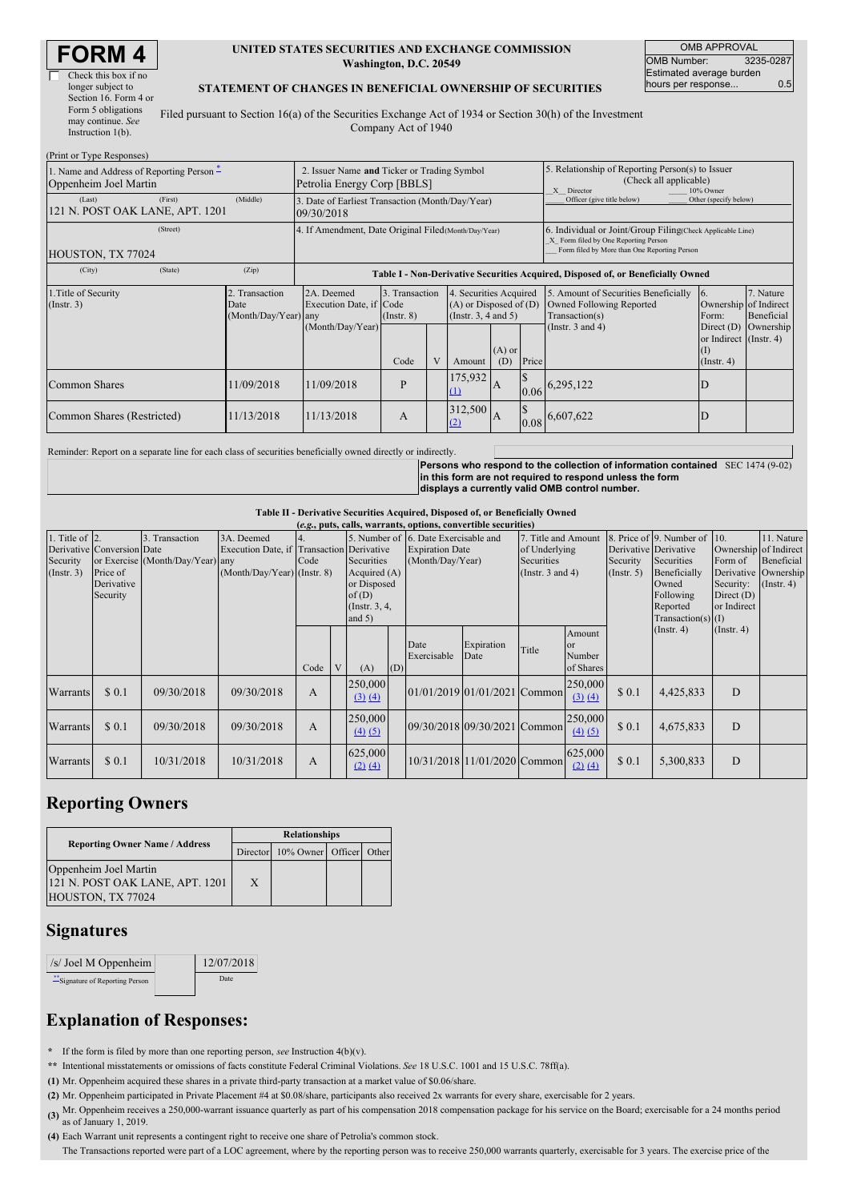# FORM 4

☐ Check this box if no longer subject to Section 16. Form 4 or Form 5 obligations may continue. *See* Instruction 1(b).

**UNITED STATES SECURITIES AND EXCHANGE COMMISSION**
**Washington, D.C. 20549**

**STATEMENT OF CHANGES IN BENEFICIAL OWNERSHIP OF SECURITIES**

Filed pursuant to Section 16(a) of the Securities Exchange Act of 1934 or Section 30(h) of the Investment Company Act of 1940

| OMB APPROVAL | |
|---|---|
| OMB Number: | 3235-0287 |
| Estimated average burden hours per response... | 0.5 |

(Print or Type Responses)

| 1. Name and Address of Reporting Person * | 2. Issuer Name and Ticker or Trading Symbol | 5. Relationship of Reporting Person(s) to Issuer (Check all applicable) |
|---|---|---|
| Oppenheim Joel Martin | Petrolia Energy Corp [BBLS] | X Director ___ 10% Owner ___ Officer (give title below) ___ Other (specify below) |
| (Last) (First) (Middle) 121 N. POST OAK LANE, APT. 1201 | 3. Date of Earliest Transaction (Month/Day/Year) 09/30/2018 | |
| (Street) HOUSTON, TX 77024 | 4. If Amendment, Date Original Filed (Month/Day/Year) | 6. Individual or Joint/Group Filing (Check Applicable Line) X Form filed by One Reporting Person ___ Form filed by More than One Reporting Person |
| (City) (State) (Zip) | | |

**Table I - Non-Derivative Securities Acquired, Disposed of, or Beneficially Owned**

| 1.Title of Security (Instr. 3) | 2. Transaction Date (Month/Day/Year) | 2A. Deemed Execution Date, if any (Month/Day/Year) | 3. Transaction Code (Instr. 8) | | 4. Securities Acquired (A) or Disposed of (D) (Instr. 3, 4 and 5) | | | 5. Amount of Securities Beneficially Owned Following Reported Transaction(s) (Instr. 3 and 4) | 6. Ownership Form: Direct (D) or Indirect (I) (Instr. 4) | 7. Nature of Indirect Beneficial Ownership (Instr. 4) |
|---|---|---|---|---|---|---|---|---|---|---|
| | | | Code | V | Amount | (A) or (D) | Price | | | |
| Common Shares | 11/09/2018 | 11/09/2018 | P | | 175,932 (1) | A | $ 0.06 | 6,295,122 | D | |
| Common Shares (Restricted) | 11/13/2018 | 11/13/2018 | A | | 312,500 (2) | A | $ 0.08 | 6,607,622 | D | |

Reminder: Report on a separate line for each class of securities beneficially owned directly or indirectly.

**Persons who respond to the collection of information contained in this form are not required to respond unless the form displays a currently valid OMB control number.** SEC 1474 (9-02)

**Table II - Derivative Securities Acquired, Disposed of, or Beneficially Owned**
**(*e.g.*, puts, calls, warrants, options, convertible securities)**

| 1. Title of Derivative Security (Instr. 3) | 2. Conversion or Exercise Price of Derivative Security | 3. Transaction Date (Month/Day/Year) | 3A. Deemed Execution Date, if any (Month/Day/Year) | 4. Transaction Code (Instr. 8) | | 5. Number of Derivative Securities Acquired (A) or Disposed of (D) (Instr. 3, 4, and 5) | | 6. Date Exercisable and Expiration Date (Month/Day/Year) | | 7. Title and Amount of Underlying Securities (Instr. 3 and 4) | | 8. Price of Derivative Security (Instr. 5) | 9. Number of Derivative Securities Beneficially Owned Following Reported Transaction(s) (Instr. 4) | 10. Ownership Form of Derivative Security: Direct (D) or Indirect (I) (Instr. 4) | 11. Nature of Indirect Beneficial Ownership (Instr. 4) |
|---|---|---|---|---|---|---|---|---|---|---|---|---|---|---|---|
| | | | | Code | V | (A) | (D) | Date Exercisable | Expiration Date | Title | Amount or Number of Shares | | | | |
| Warrants | $ 0.1 | 09/30/2018 | 09/30/2018 | A | | 250,000 (3) (4) | | 01/01/2019 | 01/01/2021 | Common | 250,000 (3) (4) | $ 0.1 | 4,425,833 | D | |
| Warrants | $ 0.1 | 09/30/2018 | 09/30/2018 | A | | 250,000 (4) (5) | | 09/30/2018 | 09/30/2021 | Common | 250,000 (4) (5) | $ 0.1 | 4,675,833 | D | |
| Warrants | $ 0.1 | 10/31/2018 | 10/31/2018 | A | | 625,000 (2) (4) | | 10/31/2018 | 11/01/2020 | Common | 625,000 (2) (4) | $ 0.1 | 5,300,833 | D | |

## Reporting Owners

| Reporting Owner Name / Address | Relationships | | | |
|---|---|---|---|---|
| | Director | 10% Owner | Officer | Other |
| Oppenheim Joel Martin 121 N. POST OAK LANE, APT. 1201 HOUSTON, TX 77024 | X | | | |

## Signatures

| /s/ Joel M Oppenheim | 12/07/2018 |
|---|---|
| **Signature of Reporting Person | Date |

## Explanation of Responses:

**\*** If the form is filed by more than one reporting person, *see* Instruction 4(b)(v).

**\*\*** Intentional misstatements or omissions of facts constitute Federal Criminal Violations. *See* 18 U.S.C. 1001 and 15 U.S.C. 78ff(a).

**(1)** Mr. Oppenheim acquired these shares in a private third-party transaction at a market value of $0.06/share.

**(2)** Mr. Oppenheim participated in Private Placement #4 at $0.08/share, participants also received 2x warrants for every share, exercisable for 2 years.

**(3)** Mr. Oppenheim receives a 250,000-warrant issuance quarterly as part of his compensation 2018 compensation package for his service on the Board; exercisable for a 24 months period as of January 1, 2019.

**(4)** Each Warrant unit represents a contingent right to receive one share of Petrolia's common stock.

The Transactions reported were part of a LOC agreement, where by the reporting person was to receive 250,000 warrants quarterly, exercisable for 3 years. The exercise price of the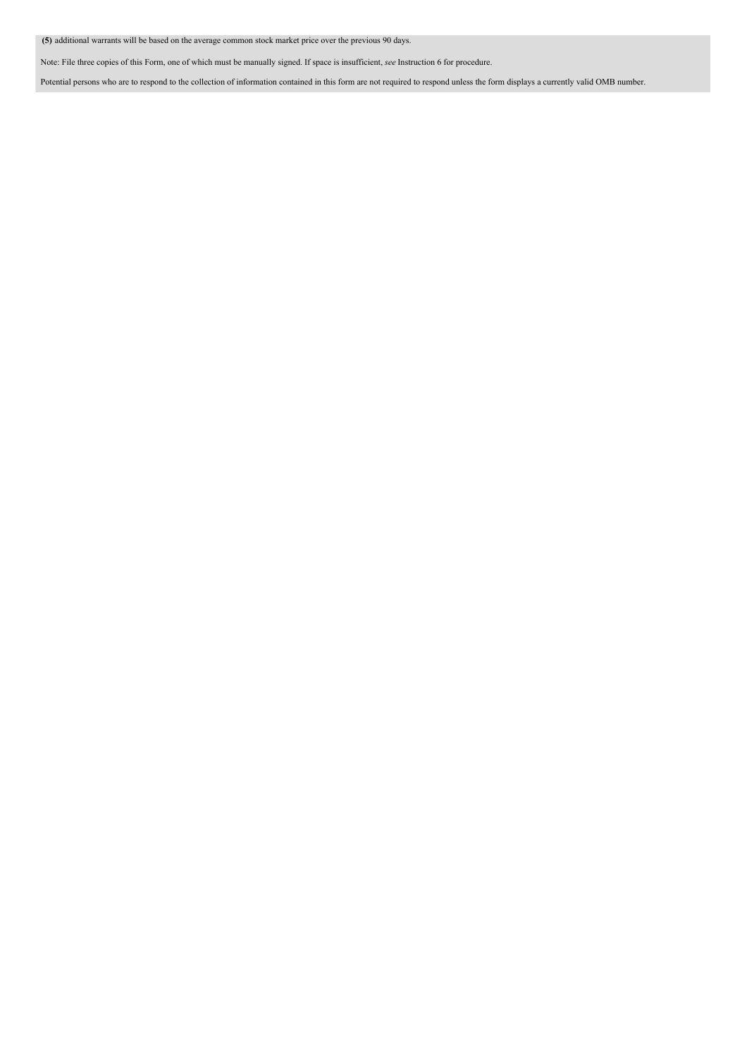**(5)** additional warrants will be based on the average common stock market price over the previous 90 days.

Note: File three copies of this Form, one of which must be manually signed. If space is insufficient, *see* Instruction 6 for procedure.

Potential persons who are to respond to the collection of information contained in this form are not required to respond unless the form displays a currently valid OMB number.